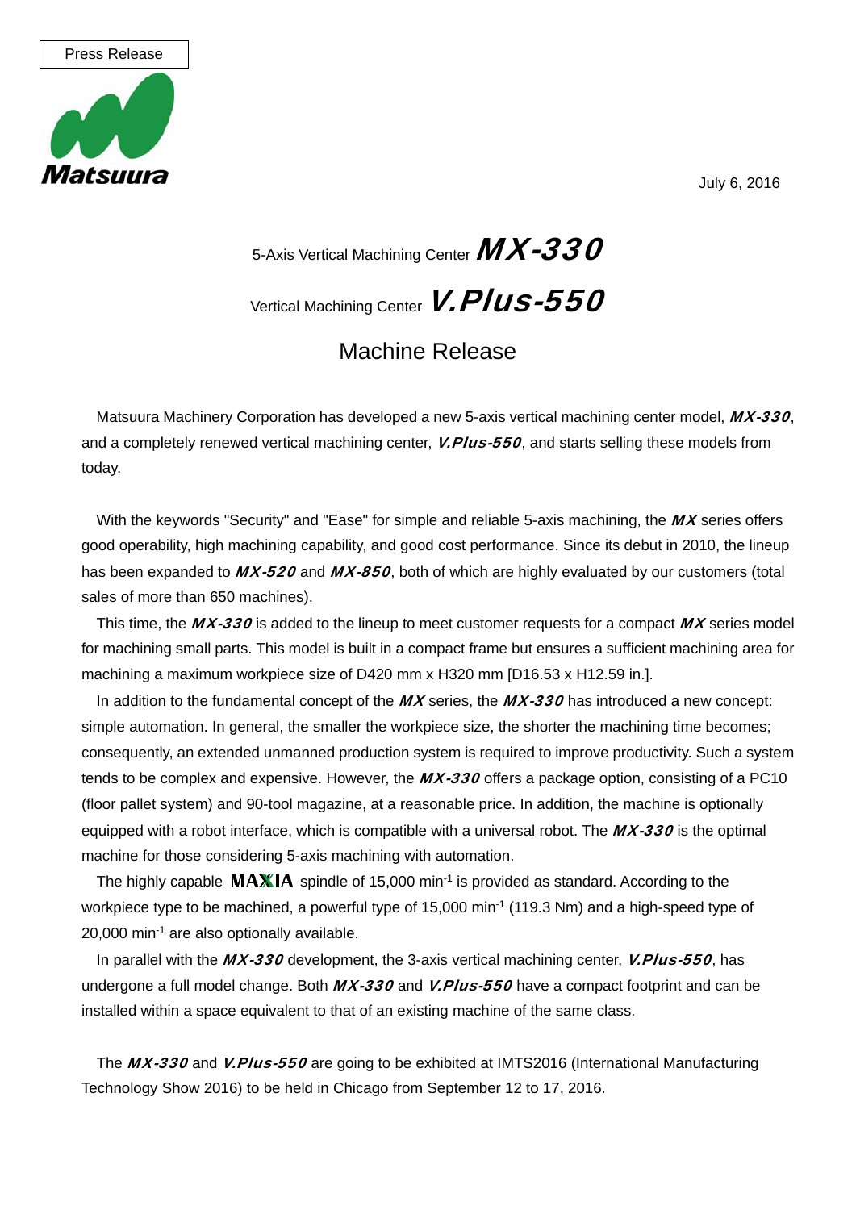Press Release

Matsuura

July 6, 2016

# 5-Axis Vertical Machining Center ***MX-330***

# Vertical Machining Center ***V.Plus-550***

## Machine Release

Matsuura Machinery Corporation has developed a new 5-axis vertical machining center model, ***MX-330***, and a completely renewed vertical machining center, ***V.Plus-550***, and starts selling these models from today.

With the keywords "Security" and "Ease" for simple and reliable 5-axis machining, the ***MX*** series offers good operability, high machining capability, and good cost performance. Since its debut in 2010, the lineup has been expanded to ***MX-520*** and ***MX-850***, both of which are highly evaluated by our customers (total sales of more than 650 machines).

This time, the ***MX-330*** is added to the lineup to meet customer requests for a compact ***MX*** series model for machining small parts. This model is built in a compact frame but ensures a sufficient machining area for machining a maximum workpiece size of D420 mm x H320 mm [D16.53 x H12.59 in.].

In addition to the fundamental concept of the ***MX*** series, the ***MX-330*** has introduced a new concept: simple automation. In general, the smaller the workpiece size, the shorter the machining time becomes; consequently, an extended unmanned production system is required to improve productivity. Such a system tends to be complex and expensive. However, the ***MX-330*** offers a package option, consisting of a PC10 (floor pallet system) and 90-tool magazine, at a reasonable price. In addition, the machine is optionally equipped with a robot interface, which is compatible with a universal robot. The ***MX-330*** is the optimal machine for those considering 5-axis machining with automation.

The highly capable **MAXIA** spindle of 15,000 min$^{-1}$ is provided as standard. According to the workpiece type to be machined, a powerful type of 15,000 min$^{-1}$ (119.3 Nm) and a high-speed type of 20,000 min$^{-1}$ are also optionally available.

In parallel with the ***MX-330*** development, the 3-axis vertical machining center, ***V.Plus-550***, has undergone a full model change. Both ***MX-330*** and ***V.Plus-550*** have a compact footprint and can be installed within a space equivalent to that of an existing machine of the same class.

The ***MX-330*** and ***V.Plus-550*** are going to be exhibited at IMTS2016 (International Manufacturing Technology Show 2016) to be held in Chicago from September 12 to 17, 2016.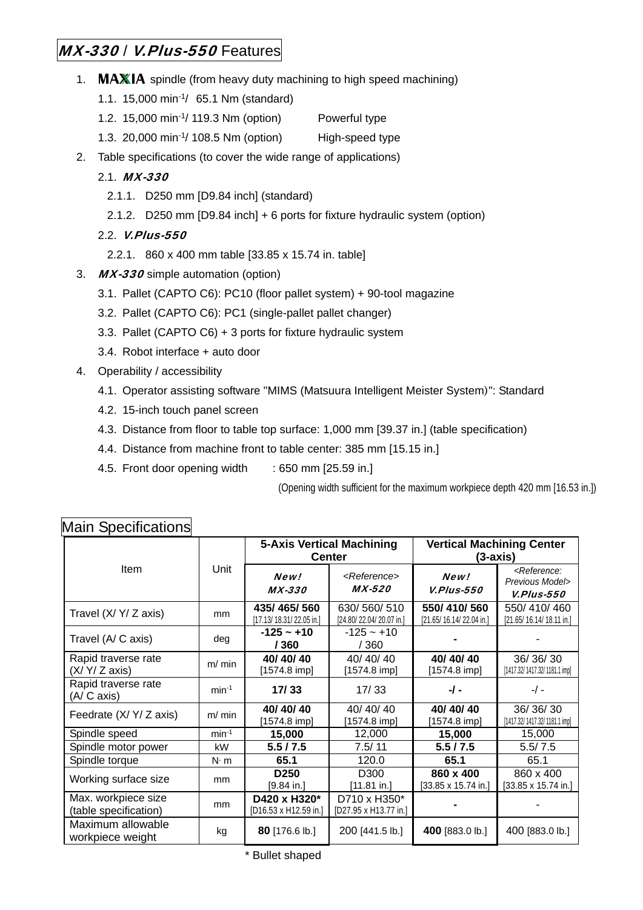## *MX-330* / *V.Plus-550* Features

1. MAXIA spindle (from heavy duty machining to high speed machining)
   - 1.1. 15,000 min$^{-1}$/ 65.1 Nm (standard)
   - 1.2. 15,000 min$^{-1}$/ 119.3 Nm (option) Powerful type
   - 1.3. 20,000 min$^{-1}$/ 108.5 Nm (option) High-speed type
2. Table specifications (to cover the wide range of applications)
   - 2.1. *MX-330*
     - 2.1.1. D250 mm [D9.84 inch] (standard)
     - 2.1.2. D250 mm [D9.84 inch] + 6 ports for fixture hydraulic system (option)
   - 2.2. *V.Plus-550*
     - 2.2.1. 860 x 400 mm table [33.85 x 15.74 in. table]
3. *MX-330* simple automation (option)
   - 3.1. Pallet (CAPTO C6): PC10 (floor pallet system) + 90-tool magazine
   - 3.2. Pallet (CAPTO C6): PC1 (single-pallet pallet changer)
   - 3.3. Pallet (CAPTO C6) + 3 ports for fixture hydraulic system
   - 3.4. Robot interface + auto door
4. Operability / accessibility
   - 4.1. Operator assisting software "MIMS (Matsuura Intelligent Meister System)": Standard
   - 4.2. 15-inch touch panel screen
   - 4.3. Distance from floor to table top surface: 1,000 mm [39.37 in.] (table specification)
   - 4.4. Distance from machine front to table center: 385 mm [15.15 in.]
   - 4.5. Front door opening width : 650 mm [25.59 in.]

     (Opening width sufficient for the maximum workpiece depth 420 mm [16.53 in.])

## Main Specifications

| Item | Unit | 5-Axis Vertical Machining Center | | Vertical Machining Center (3-axis) | |
|---|---|---|---|---|---|
| | | ***New!*** ***MX-330*** | <Reference> ***MX-520*** | ***New!*** ***V.Plus-550*** | <Reference: Previous Model> ***V.Plus-550*** |
| Travel (X/ Y/ Z axis) | mm | **435/ 465/ 560** [17.13/ 18.31/ 22.05 in.] | 630/ 560/ 510 [24.80/ 22.04/ 20.07 in.] | **550/ 410/ 560** [21.65/ 16.14/ 22.04 in.] | 550/ 410/ 460 [21.65/ 16.14/ 18.11 in.] |
| Travel (A/ C axis) | deg | **-125 ~ +10 / 360** | -125 ~ +10 / 360 | **-** | - |
| Rapid traverse rate (X/ Y/ Z axis) | m/ min | **40/ 40/ 40** [1574.8 imp] | 40/ 40/ 40 [1574.8 imp] | **40/ 40/ 40** [1574.8 imp] | 36/ 36/ 30 [1417.32/ 1417.32/ 1181.1 imp] |
| Rapid traverse rate (A/ C axis) | min$^{-1}$ | **17/ 33** | 17/ 33 | **-/ -** | -/ - |
| Feedrate (X/ Y/ Z axis) | m/ min | **40/ 40/ 40** [1574.8 imp] | 40/ 40/ 40 [1574.8 imp] | **40/ 40/ 40** [1574.8 imp] | 36/ 36/ 30 [1417.32/ 1417.32/ 1181.1 imp] |
| Spindle speed | min$^{-1}$ | **15,000** | 12,000 | **15,000** | 15,000 |
| Spindle motor power | kW | **5.5 / 7.5** | 7.5/ 11 | **5.5 / 7.5** | 5.5/ 7.5 |
| Spindle torque | N· m | **65.1** | 120.0 | **65.1** | 65.1 |
| Working surface size | mm | **D250** [9.84 in.] | D300 [11.81 in.] | **860 x 400** [33.85 x 15.74 in.] | 860 x 400 [33.85 x 15.74 in.] |
| Max. workpiece size (table specification) | mm | **D420 x H320*** [D16.53 x H12.59 in.] | D710 x H350* [D27.95 x H13.77 in.] | **-** | - |
| Maximum allowable workpiece weight | kg | **80** [176.6 lb.] | 200 [441.5 lb.] | **400** [883.0 lb.] | 400 [883.0 lb.] |

\* Bullet shaped